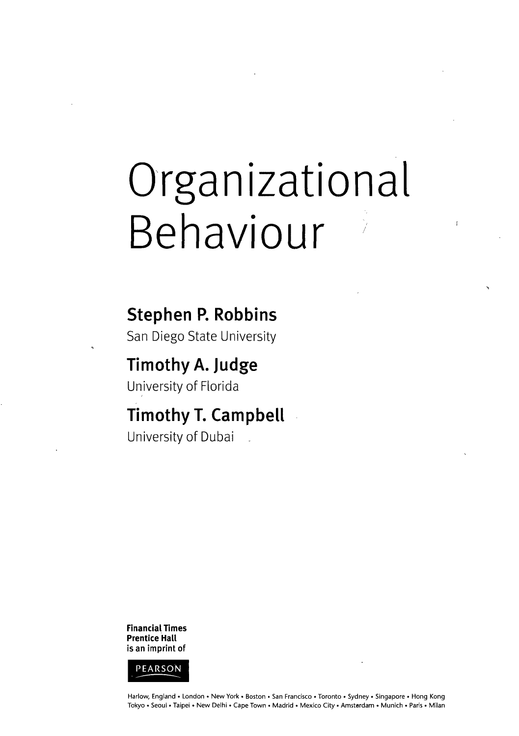# Organizational Behaviour

**Stephen P. Robbins**
San Diego State University

**Timothy A. Judge**
University of Florida

**Timothy T. Campbell**
University of Dubai

**Financial Times Prentice Hall is an imprint of**

PEARSON

Harlow, England • London • New York • Boston • San Francisco • Toronto • Sydney • Singapore • Hong Kong
Tokyo • Seoul • Taipei • New Delhi • Cape Town • Madrid • Mexico City • Amsterdam • Munich • Paris • Milan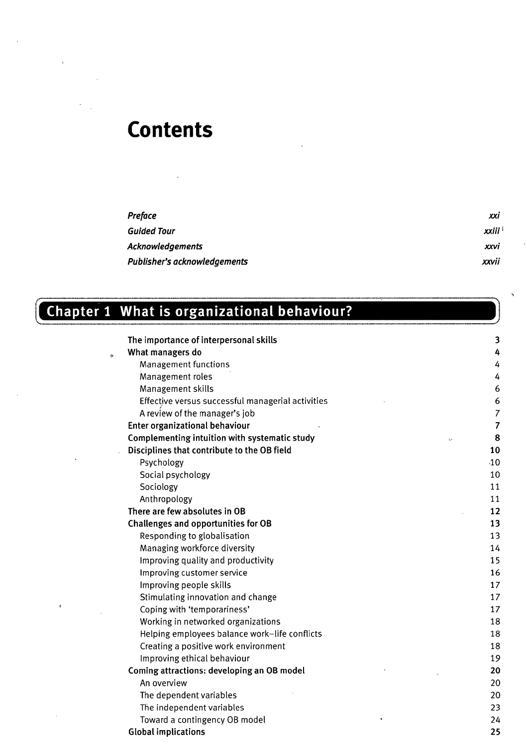# Contents

| | |
|---|---|
| *Preface* | *xxi* |
| *Guided Tour* | *xxiii* |
| *Acknowledgements* | *xxvi* |
| *Publisher's acknowledgements* | *xxvii* |

## Chapter 1 What is organizational behaviour?

| | |
|---|---|
| **The importance of interpersonal skills** | **3** |
| **What managers do** | **4** |
| Management functions | 4 |
| Management roles | 4 |
| Management skills | 6 |
| Effective versus successful managerial activities | 6 |
| A review of the manager's job | 7 |
| **Enter organizational behaviour** | **7** |
| **Complementing intuition with systematic study** | **8** |
| **Disciplines that contribute to the OB field** | **10** |
| Psychology | 10 |
| Social psychology | 10 |
| Sociology | 11 |
| Anthropology | 11 |
| **There are few absolutes in OB** | **12** |
| **Challenges and opportunities for OB** | **13** |
| Responding to globalisation | 13 |
| Managing workforce diversity | 14 |
| Improving quality and productivity | 15 |
| Improving customer service | 16 |
| Improving people skills | 17 |
| Stimulating innovation and change | 17 |
| Coping with 'temporariness' | 17 |
| Working in networked organizations | 18 |
| Helping employees balance work–life conflicts | 18 |
| Creating a positive work environment | 18 |
| Improving ethical behaviour | 19 |
| **Coming attractions: developing an OB model** | **20** |
| An overview | 20 |
| The dependent variables | 20 |
| The independent variables | 23 |
| Toward a contingency OB model | 24 |
| **Global implications** | **25** |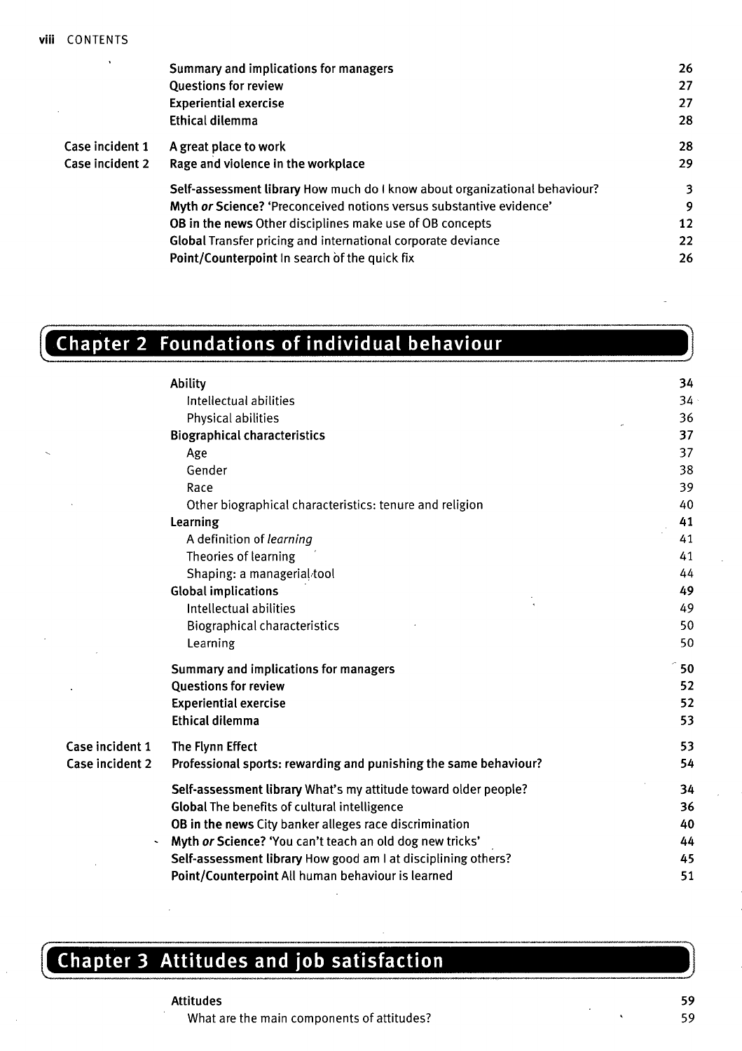| | | |
|---|---|---|
| | **Summary and implications for managers** | 26 |
| | **Questions for review** | 27 |
| | **Experiential exercise** | 27 |
| | **Ethical dilemma** | 28 |
| **Case incident 1** | **A great place to work** | 28 |
| **Case incident 2** | **Rage and violence in the workplace** | 29 |
| | **Self-assessment library** How much do I know about organizational behaviour? | 3 |
| | **Myth *or* Science?** 'Preconceived notions versus substantive evidence' | 9 |
| | **OB in the news** Other disciplines make use of OB concepts | 12 |
| | **Global** Transfer pricing and international corporate deviance | 22 |
| | **Point/Counterpoint** In search of the quick fix | 26 |

## Chapter 2 Foundations of individual behaviour

| | | |
|---|---|---|
| | **Ability** | 34 |
| | Intellectual abilities | 34 |
| | Physical abilities | 36 |
| | **Biographical characteristics** | 37 |
| | Age | 37 |
| | Gender | 38 |
| | Race | 39 |
| | Other biographical characteristics: tenure and religion | 40 |
| | **Learning** | 41 |
| | A definition of *learning* | 41 |
| | Theories of learning | 41 |
| | Shaping: a managerial tool | 44 |
| | **Global implications** | 49 |
| | Intellectual abilities | 49 |
| | Biographical characteristics | 50 |
| | Learning | 50 |
| | **Summary and implications for managers** | 50 |
| | **Questions for review** | 52 |
| | **Experiential exercise** | 52 |
| | **Ethical dilemma** | 53 |
| **Case incident 1** | **The Flynn Effect** | 53 |
| **Case incident 2** | **Professional sports: rewarding and punishing the same behaviour?** | 54 |
| | **Self-assessment library** What's my attitude toward older people? | 34 |
| | **Global** The benefits of cultural intelligence | 36 |
| | **OB in the news** City banker alleges race discrimination | 40 |
| | **Myth *or* Science?** 'You can't teach an old dog new tricks' | 44 |
| | **Self-assessment library** How good am I at disciplining others? | 45 |
| | **Point/Counterpoint** All human behaviour is learned | 51 |

## Chapter 3 Attitudes and job satisfaction

| | | |
|---|---|---|
| | **Attitudes** | 59 |
| | What are the main components of attitudes? | 59 |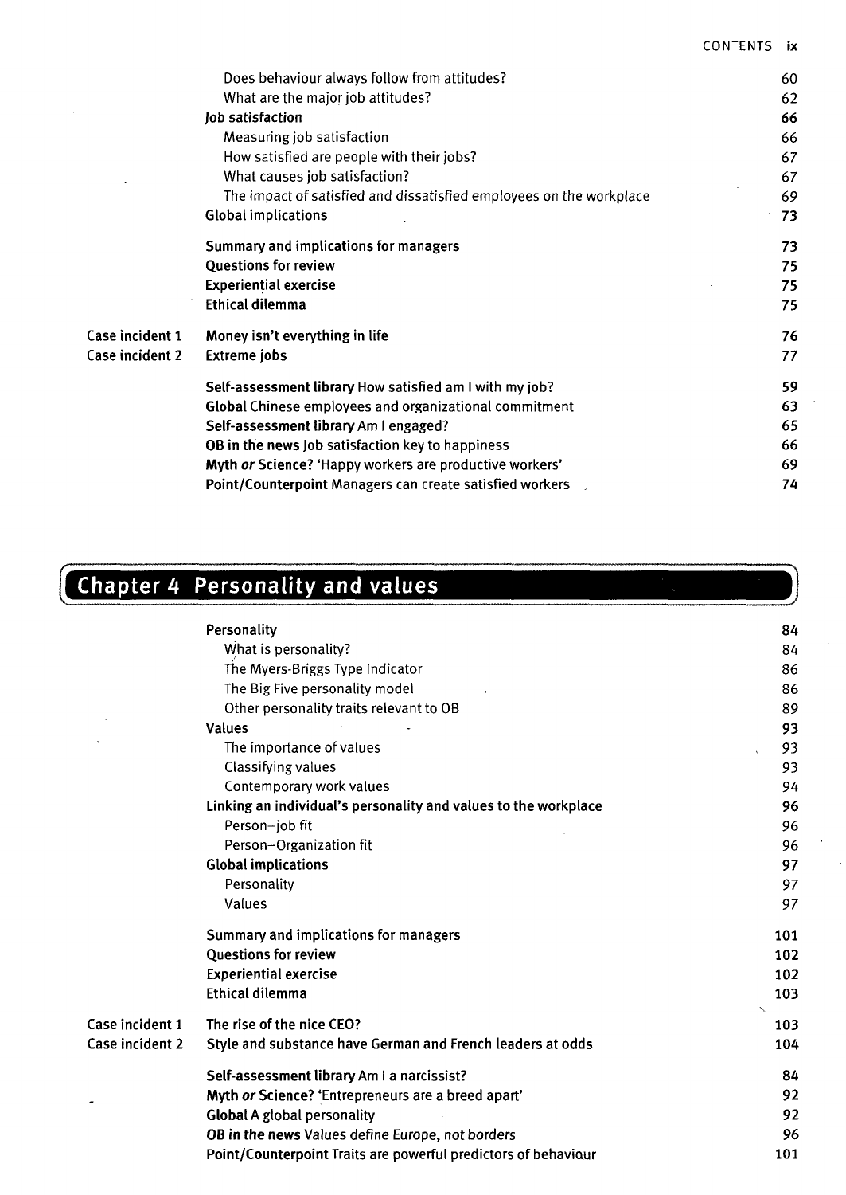| | | |
|---|---|---|
| | Does behaviour always follow from attitudes? | 60 |
| | What are the major job attitudes? | 62 |
| | **Job satisfaction** | **66** |
| | Measuring job satisfaction | 66 |
| | How satisfied are people with their jobs? | 67 |
| | What causes job satisfaction? | 67 |
| | The impact of satisfied and dissatisfied employees on the workplace | 69 |
| | **Global implications** | **73** |
| | **Summary and implications for managers** | **73** |
| | **Questions for review** | **75** |
| | **Experiential exercise** | **75** |
| | **Ethical dilemma** | **75** |
| Case incident 1 | **Money isn't everything in life** | **76** |
| Case incident 2 | **Extreme jobs** | **77** |
| | **Self-assessment library** How satisfied am I with my job? | 59 |
| | **Global** Chinese employees and organizational commitment | 63 |
| | **Self-assessment library** Am I engaged? | 65 |
| | **OB in the news** Job satisfaction key to happiness | 66 |
| | **Myth *or* Science?** 'Happy workers are productive workers' | 69 |
| | **Point/Counterpoint** Managers can create satisfied workers | 74 |

## Chapter 4 Personality and values

| | | |
|---|---|---|
| | **Personality** | **84** |
| | What is personality? | 84 |
| | The Myers-Briggs Type Indicator | 86 |
| | The Big Five personality model | 86 |
| | Other personality traits relevant to OB | 89 |
| | **Values** | **93** |
| | The importance of values | 93 |
| | Classifying values | 93 |
| | Contemporary work values | 94 |
| | **Linking an individual's personality and values to the workplace** | **96** |
| | Person–job fit | 96 |
| | Person–Organization fit | 96 |
| | **Global implications** | **97** |
| | Personality | 97 |
| | Values | 97 |
| | **Summary and implications for managers** | **101** |
| | **Questions for review** | **102** |
| | **Experiential exercise** | **102** |
| | **Ethical dilemma** | **103** |
| Case incident 1 | **The rise of the nice CEO?** | **103** |
| Case incident 2 | **Style and substance have German and French leaders at odds** | **104** |
| | **Self-assessment library** Am I a narcissist? | 84 |
| | **Myth *or* Science?** 'Entrepreneurs are a breed apart' | 92 |
| | **Global** A global personality | 92 |
| | ***OB in the news*** Values define Europe, not borders | 96 |
| | **Point/Counterpoint** Traits are powerful predictors of behaviour | 101 |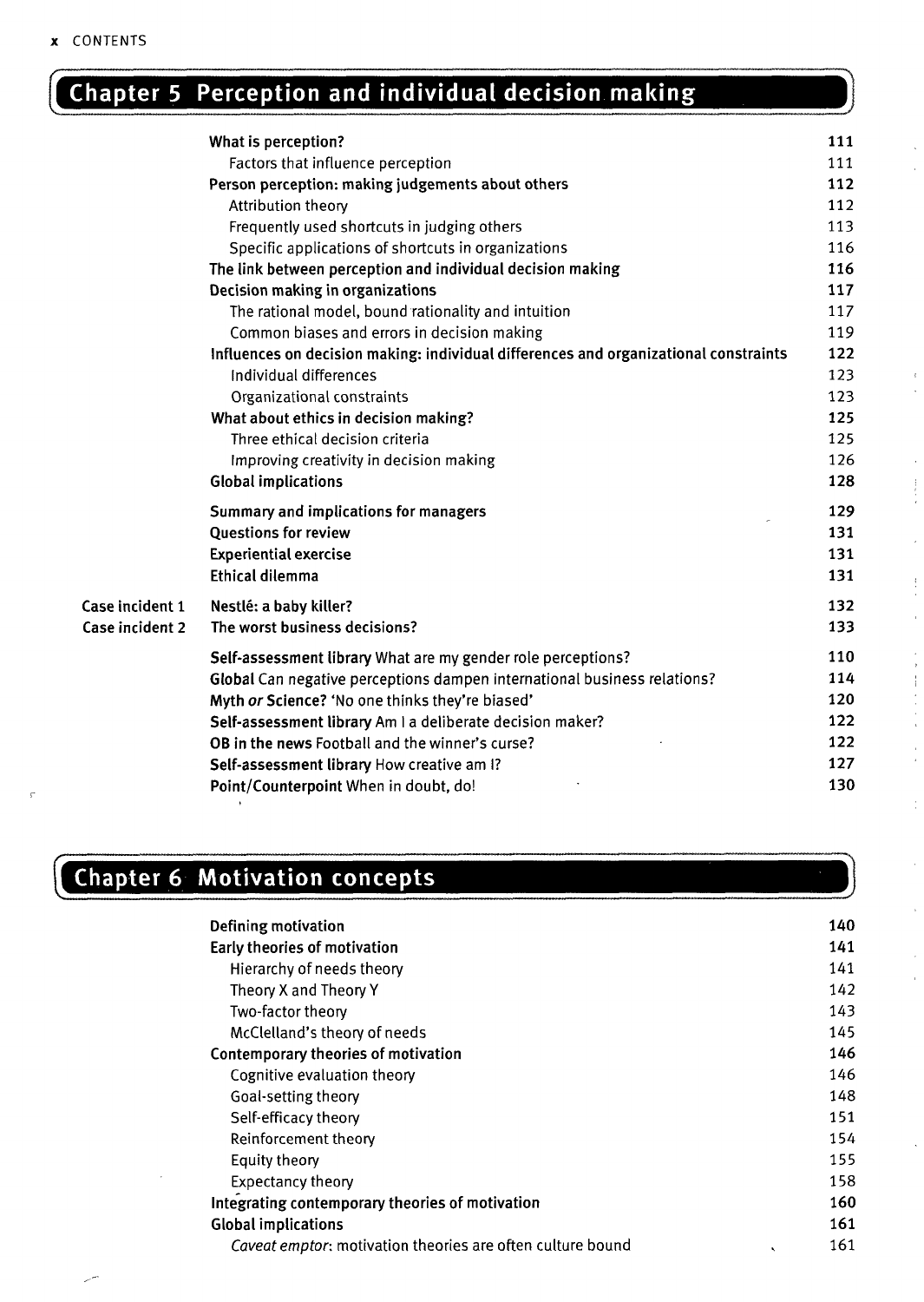## Chapter 5 Perception and individual decision making

| | | |
|---|---|---|
| | **What is perception?** | **111** |
| | Factors that influence perception | 111 |
| | **Person perception: making judgements about others** | **112** |
| | Attribution theory | 112 |
| | Frequently used shortcuts in judging others | 113 |
| | Specific applications of shortcuts in organizations | 116 |
| | **The link between perception and individual decision making** | **116** |
| | **Decision making in organizations** | **117** |
| | The rational model, bound rationality and intuition | 117 |
| | Common biases and errors in decision making | 119 |
| | **Influences on decision making: individual differences and organizational constraints** | **122** |
| | Individual differences | 123 |
| | Organizational constraints | 123 |
| | **What about ethics in decision making?** | **125** |
| | Three ethical decision criteria | 125 |
| | Improving creativity in decision making | 126 |
| | **Global implications** | **128** |
| | **Summary and implications for managers** | **129** |
| | **Questions for review** | **131** |
| | **Experiential exercise** | **131** |
| | **Ethical dilemma** | **131** |
| **Case incident 1** | **Nestlé: a baby killer?** | **132** |
| **Case incident 2** | **The worst business decisions?** | **133** |
| | **Self-assessment library** What are my gender role perceptions? | 110 |
| | **Global** Can negative perceptions dampen international business relations? | 114 |
| | **Myth *or* Science?** 'No one thinks they're biased' | 120 |
| | **Self-assessment library** Am I a deliberate decision maker? | 122 |
| | **OB in the news** Football and the winner's curse? | 122 |
| | **Self-assessment library** How creative am I? | 127 |
| | **Point/Counterpoint** When in doubt, do! | 130 |

## Chapter 6 Motivation concepts

| | |
|---|---|
| **Defining motivation** | **140** |
| **Early theories of motivation** | **141** |
| Hierarchy of needs theory | 141 |
| Theory X and Theory Y | 142 |
| Two-factor theory | 143 |
| McClelland's theory of needs | 145 |
| **Contemporary theories of motivation** | **146** |
| Cognitive evaluation theory | 146 |
| Goal-setting theory | 148 |
| Self-efficacy theory | 151 |
| Reinforcement theory | 154 |
| Equity theory | 155 |
| Expectancy theory | 158 |
| **Integrating contemporary theories of motivation** | **160** |
| **Global implications** | **161** |
| *Caveat emptor*: motivation theories are often culture bound | 161 |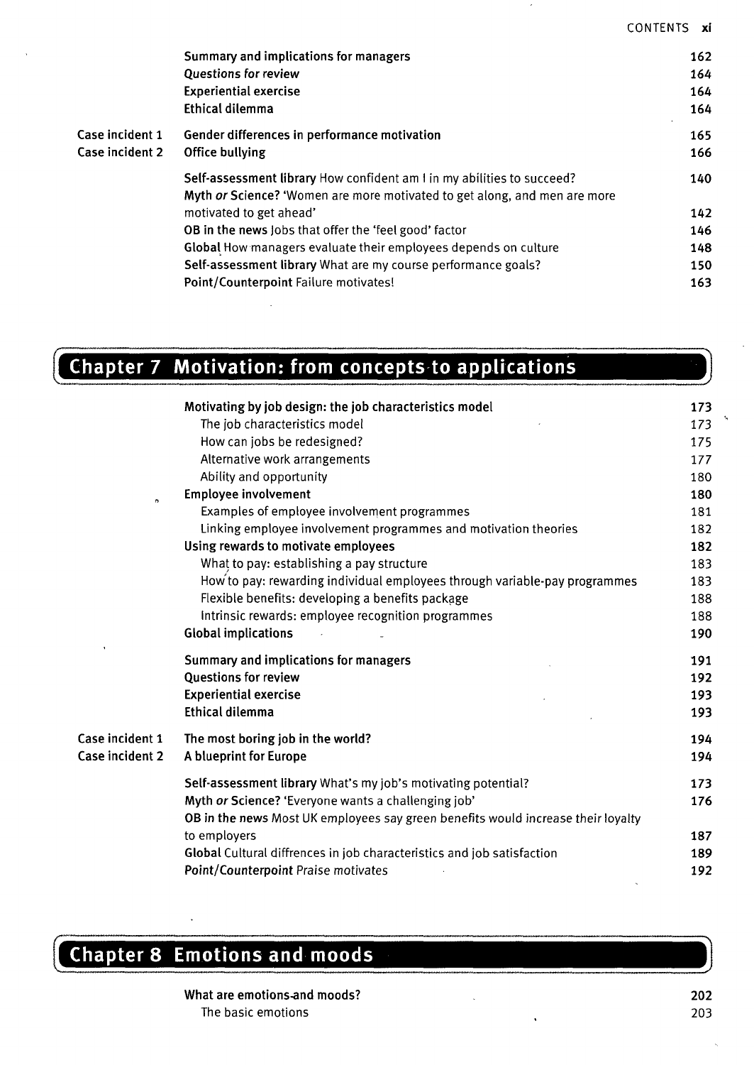| | | |
|---|---|---|
| | **Summary and implications for managers** | 162 |
| | **Questions for review** | 164 |
| | **Experiential exercise** | 164 |
| | **Ethical dilemma** | 164 |
| Case incident 1 | **Gender differences in performance motivation** | 165 |
| Case incident 2 | **Office bullying** | 166 |
| | **Self-assessment library** How confident am I in my abilities to succeed? | 140 |
| | **Myth *or* Science?** 'Women are more motivated to get along, and men are more motivated to get ahead' | 142 |
| | **OB in the news** Jobs that offer the 'feel good' factor | 146 |
| | **Global** How managers evaluate their employees depends on culture | 148 |
| | **Self-assessment library** What are my course performance goals? | 150 |
| | **Point/Counterpoint** Failure motivates! | 163 |

## Chapter 7 Motivation: from concepts to applications

| | | |
|---|---|---|
| | **Motivating by job design: the job characteristics model** | 173 |
| | The job characteristics model | 173 |
| | How can jobs be redesigned? | 175 |
| | Alternative work arrangements | 177 |
| | Ability and opportunity | 180 |
| | **Employee involvement** | 180 |
| | Examples of employee involvement programmes | 181 |
| | Linking employee involvement programmes and motivation theories | 182 |
| | **Using rewards to motivate employees** | 182 |
| | What to pay: establishing a pay structure | 183 |
| | How to pay: rewarding individual employees through variable-pay programmes | 183 |
| | Flexible benefits: developing a benefits package | 188 |
| | Intrinsic rewards: employee recognition programmes | 188 |
| | **Global implications** | 190 |
| | **Summary and implications for managers** | 191 |
| | **Questions for review** | 192 |
| | **Experiential exercise** | 193 |
| | **Ethical dilemma** | 193 |
| Case incident 1 | **The most boring job in the world?** | 194 |
| Case incident 2 | **A blueprint for Europe** | 194 |
| | **Self-assessment library** What's my job's motivating potential? | 173 |
| | **Myth *or* Science?** 'Everyone wants a challenging job' | 176 |
| | **OB in the news** Most UK employees say green benefits would increase their loyalty to employers | 187 |
| | **Global** Cultural diffrences in job characteristics and job satisfaction | 189 |
| | **Point/Counterpoint** Praise motivates | 192 |

## Chapter 8 Emotions and moods

| | |
|---|---|
| **What are emotions and moods?** | 202 |
| The basic emotions | 203 |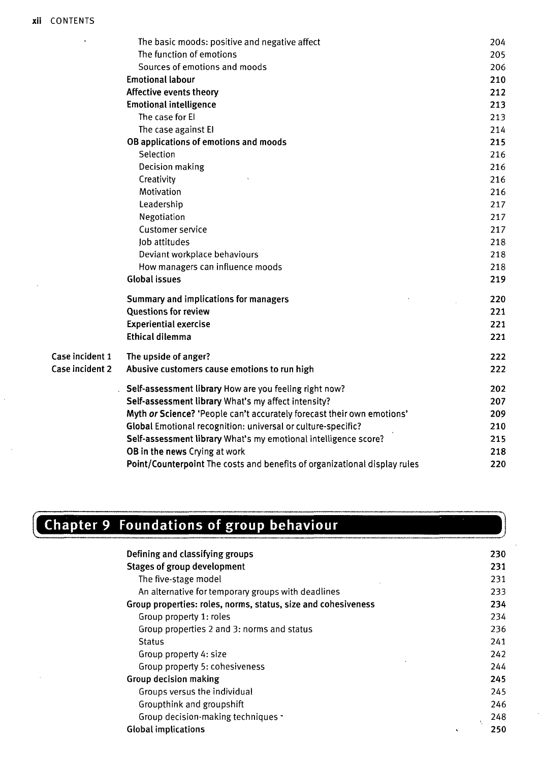The basic moods: positive and negative affect 204
The function of emotions 205
Sources of emotions and moods 206

**Emotional labour** 210
**Affective events theory** 212
**Emotional intelligence** 213
The case for EI 213
The case against EI 214

**OB applications of emotions and moods** 215
Selection 216
Decision making 216
Creativity 216
Motivation 216
Leadership 217
Negotiation 217
Customer service 217
Job attitudes 218
Deviant workplace behaviours 218
How managers can influence moods 218

**Global issues** 219

**Summary and implications for managers** 220
**Questions for review** 221
**Experiential exercise** 221
**Ethical dilemma** 221

**Case incident 1** **The upside of anger?** 222
**Case incident 2** **Abusive customers cause emotions to run high** 222

**Self-assessment library** How are you feeling right now? 202
**Self-assessment library** What's my affect intensity? 207
**Myth *or* Science?** 'People can't accurately forecast their own emotions' 209
**Global** Emotional recognition: universal or culture-specific? 210
**Self-assessment library** What's my emotional intelligence score? 215
**OB in the news** Crying at work 218
**Point/Counterpoint** The costs and benefits of organizational display rules 220

## Chapter 9 Foundations of group behaviour

**Defining and classifying groups** 230
**Stages of group development** 231
The five-stage model 231
An alternative for temporary groups with deadlines 233

**Group properties: roles, norms, status, size and cohesiveness** 234
Group property 1: roles 234
Group properties 2 and 3: norms and status 236
Status 241
Group property 4: size 242
Group property 5: cohesiveness 244

**Group decision making** 245
Groups versus the individual 245
Groupthink and groupshift 246
Group decision-making techniques 248

**Global implications** 250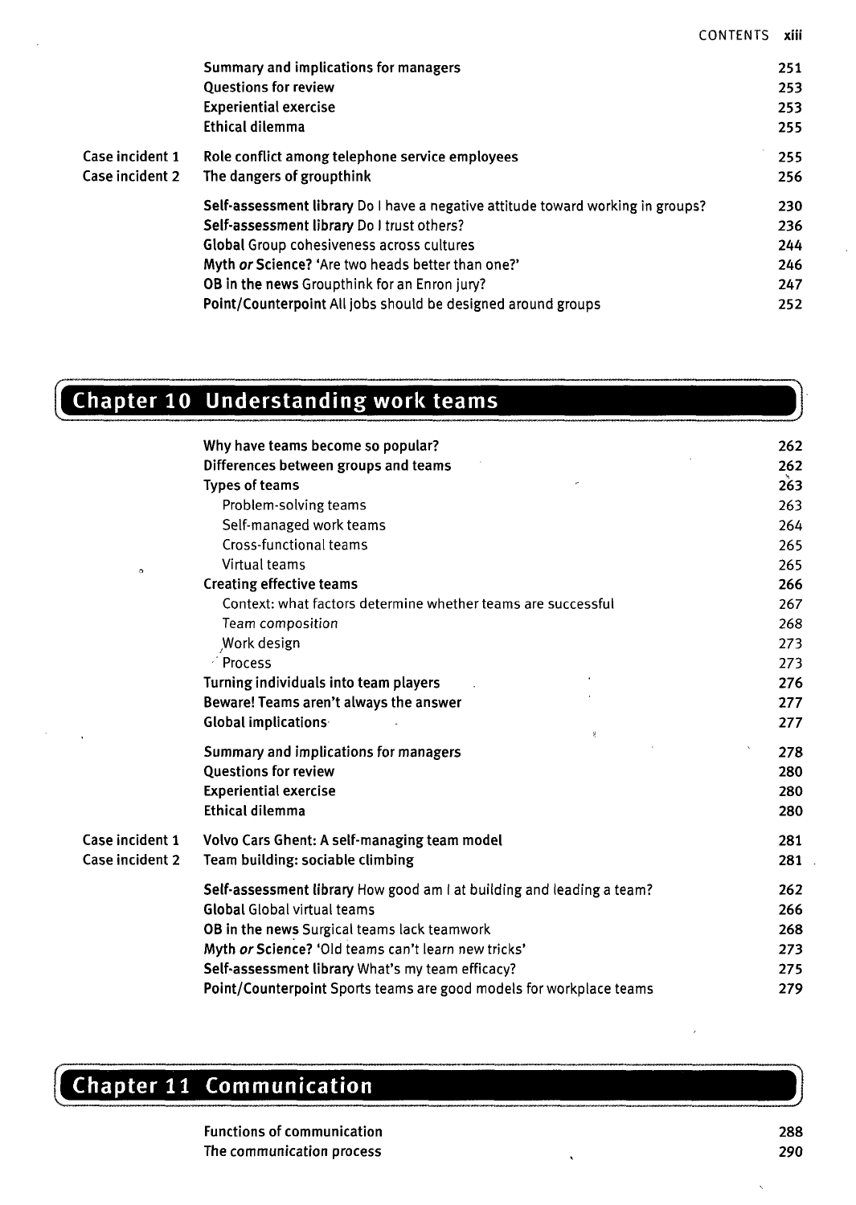| | | |
|---|---|---|
| | **Summary and implications for managers** | 251 |
| | **Questions for review** | 253 |
| | **Experiential exercise** | 253 |
| | **Ethical dilemma** | 255 |
| Case incident 1 | **Role conflict among telephone service employees** | 255 |
| Case incident 2 | **The dangers of groupthink** | 256 |
| | **Self-assessment library** Do I have a negative attitude toward working in groups? | 230 |
| | **Self-assessment library** Do I trust others? | 236 |
| | **Global** Group cohesiveness across cultures | 244 |
| | **Myth *or* Science?** 'Are two heads better than one?' | 246 |
| | **OB in the news** Groupthink for an Enron jury? | 247 |
| | **Point/Counterpoint** All jobs should be designed around groups | 252 |

## Chapter 10 Understanding work teams

| | | |
|---|---|---|
| | **Why have teams become so popular?** | 262 |
| | **Differences between groups and teams** | 262 |
| | **Types of teams** | 263 |
| | Problem-solving teams | 263 |
| | Self-managed work teams | 264 |
| | Cross-functional teams | 265 |
| | Virtual teams | 265 |
| | **Creating effective teams** | 266 |
| | Context: what factors determine whether teams are successful | 267 |
| | Team composition | 268 |
| | Work design | 273 |
| | Process | 273 |
| | **Turning individuals into team players** | 276 |
| | **Beware! Teams aren't always the answer** | 277 |
| | **Global implications** | 277 |
| | **Summary and implications for managers** | 278 |
| | **Questions for review** | 280 |
| | **Experiential exercise** | 280 |
| | **Ethical dilemma** | 280 |
| Case incident 1 | **Volvo Cars Ghent: A self-managing team model** | 281 |
| Case incident 2 | **Team building: sociable climbing** | 281 |
| | **Self-assessment library** How good am I at building and leading a team? | 262 |
| | **Global** Global virtual teams | 266 |
| | **OB in the news** Surgical teams lack teamwork | 268 |
| | **Myth *or* Science?** 'Old teams can't learn new tricks' | 273 |
| | **Self-assessment library** What's my team efficacy? | 275 |
| | **Point/Counterpoint** Sports teams are good models for workplace teams | 279 |

## Chapter 11 Communication

| | | |
|---|---|---|
| | **Functions of communication** | 288 |
| | **The communication process** | 290 |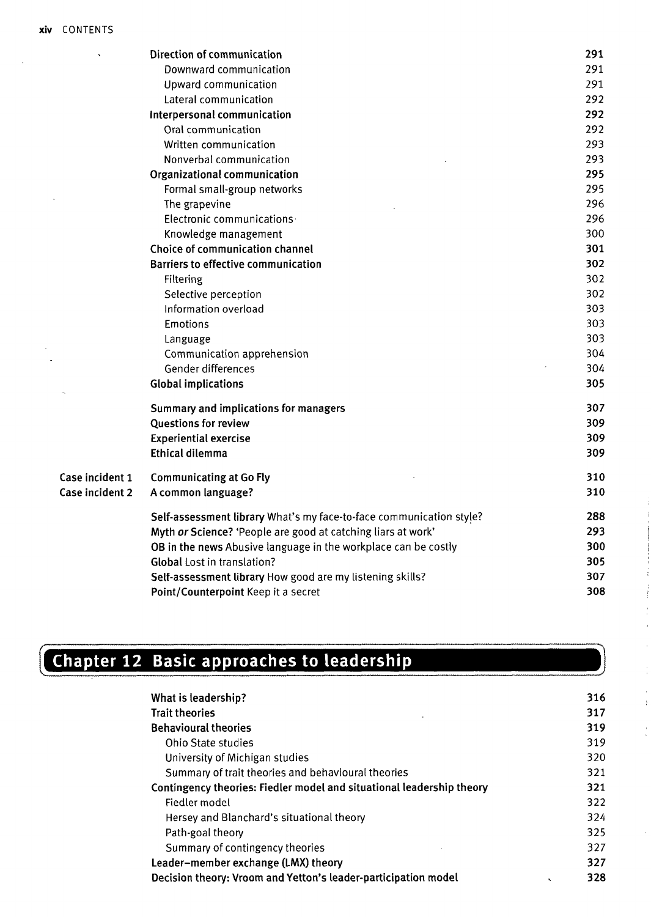| | | |
|---|---|---|
| | **Direction of communication** | **291** |
| | Downward communication | 291 |
| | Upward communication | 291 |
| | Lateral communication | 292 |
| | **Interpersonal communication** | **292** |
| | Oral communication | 292 |
| | Written communication | 293 |
| | Nonverbal communication | 293 |
| | **Organizational communication** | **295** |
| | Formal small-group networks | 295 |
| | The grapevine | 296 |
| | Electronic communications | 296 |
| | Knowledge management | 300 |
| | **Choice of communication channel** | **301** |
| | **Barriers to effective communication** | **302** |
| | Filtering | 302 |
| | Selective perception | 302 |
| | Information overload | 303 |
| | Emotions | 303 |
| | Language | 303 |
| | Communication apprehension | 304 |
| | Gender differences | 304 |
| | **Global implications** | **305** |
| | **Summary and implications for managers** | **307** |
| | **Questions for review** | **309** |
| | **Experiential exercise** | **309** |
| | **Ethical dilemma** | **309** |
| Case incident 1 | **Communicating at Go Fly** | **310** |
| Case incident 2 | **A common language?** | **310** |
| | **Self-assessment library** What's my face-to-face communication style? | **288** |
| | **Myth** *or* **Science?** 'People are good at catching liars at work' | **293** |
| | **OB in the news** Abusive language in the workplace can be costly | **300** |
| | **Global** Lost in translation? | **305** |
| | **Self-assessment library** How good are my listening skills? | **307** |
| | **Point/Counterpoint** Keep it a secret | **308** |

## Chapter 12 Basic approaches to leadership

| | |
|---|---|
| **What is leadership?** | **316** |
| **Trait theories** | **317** |
| **Behavioural theories** | **319** |
| Ohio State studies | 319 |
| University of Michigan studies | 320 |
| Summary of trait theories and behavioural theories | 321 |
| **Contingency theories: Fiedler model and situational leadership theory** | **321** |
| Fiedler model | 322 |
| Hersey and Blanchard's situational theory | 324 |
| Path-goal theory | 325 |
| Summary of contingency theories | 327 |
| **Leader–member exchange (LMX) theory** | **327** |
| **Decision theory: Vroom and Yetton's leader-participation model** | **328** |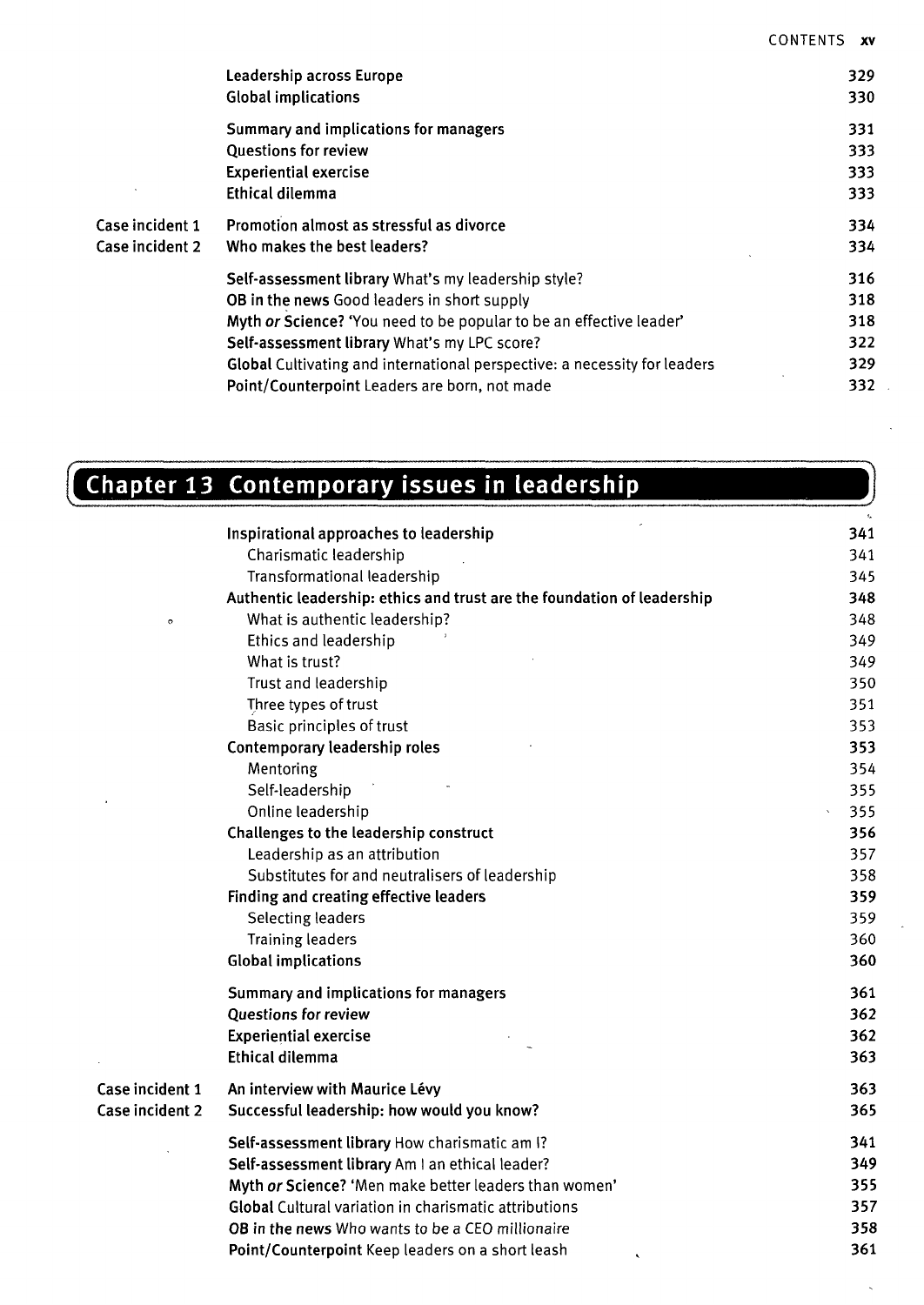| | | |
|---|---|---|
| | Leadership across Europe | 329 |
| | Global implications | 330 |
| | Summary and implications for managers | 331 |
| | Questions for review | 333 |
| | Experiential exercise | 333 |
| | Ethical dilemma | 333 |
| Case incident 1 | Promotion almost as stressful as divorce | 334 |
| Case incident 2 | Who makes the best leaders? | 334 |
| | **Self-assessment library** What's my leadership style? | 316 |
| | **OB in the news** Good leaders in short supply | 318 |
| | **Myth *or* Science?** 'You need to be popular to be an effective leader' | 318 |
| | **Self-assessment library** What's my LPC score? | 322 |
| | **Global** Cultivating and international perspective: a necessity for leaders | 329 |
| | **Point/Counterpoint** Leaders are born, not made | 332 |

## Chapter 13 Contemporary issues in leadership

| | | |
|---|---|---|
| | **Inspirational approaches to leadership** | **341** |
| | Charismatic leadership | 341 |
| | Transformational leadership | 345 |
| | **Authentic leadership: ethics and trust are the foundation of leadership** | **348** |
| | What is authentic leadership? | 348 |
| | Ethics and leadership | 349 |
| | What is trust? | 349 |
| | Trust and leadership | 350 |
| | Three types of trust | 351 |
| | Basic principles of trust | 353 |
| | **Contemporary leadership roles** | **353** |
| | Mentoring | 354 |
| | Self-leadership | 355 |
| | Online leadership | 355 |
| | **Challenges to the leadership construct** | **356** |
| | Leadership as an attribution | 357 |
| | Substitutes for and neutralisers of leadership | 358 |
| | **Finding and creating effective leaders** | **359** |
| | Selecting leaders | 359 |
| | Training leaders | 360 |
| | **Global implications** | **360** |
| | Summary and implications for managers | 361 |
| | *Questions for review* | 362 |
| | Experiential exercise | 362 |
| | Ethical dilemma | 363 |
| Case incident 1 | An interview with Maurice Lévy | 363 |
| Case incident 2 | Successful leadership: how would you know? | 365 |
| | **Self-assessment library** How charismatic am I? | 341 |
| | **Self-assessment library** Am I an ethical leader? | 349 |
| | **Myth *or* Science?** 'Men make better leaders than women' | 355 |
| | **Global** Cultural variation in charismatic attributions | 357 |
| | **OB *in the news*** *Who wants to be a CEO millionaire* | 358 |
| | **Point/Counterpoint** Keep leaders on a short leash | 361 |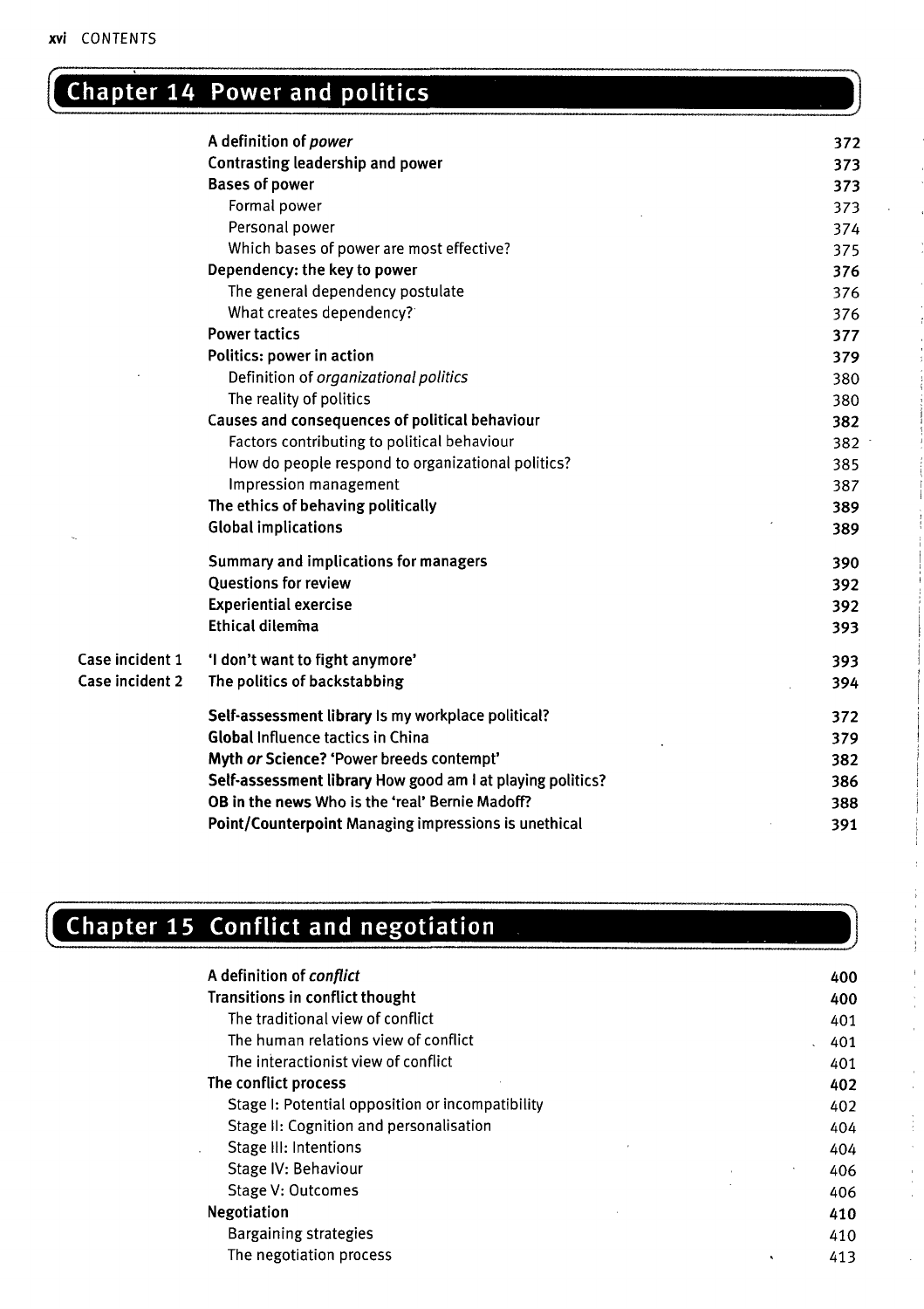## Chapter 14 Power and politics

| | | |
|---|---|---|
| | **A definition of *power*** | **372** |
| | **Contrasting leadership and power** | **373** |
| | **Bases of power** | **373** |
| | Formal power | 373 |
| | Personal power | 374 |
| | Which bases of power are most effective? | 375 |
| | **Dependency: the key to power** | **376** |
| | The general dependency postulate | 376 |
| | What creates dependency? | 376 |
| | **Power tactics** | **377** |
| | **Politics: power in action** | **379** |
| | Definition of *organizational politics* | 380 |
| | The reality of politics | 380 |
| | **Causes and consequences of political behaviour** | **382** |
| | Factors contributing to political behaviour | 382 |
| | How do people respond to organizational politics? | 385 |
| | Impression management | 387 |
| | **The ethics of behaving politically** | **389** |
| | **Global implications** | **389** |
| | **Summary and implications for managers** | **390** |
| | **Questions for review** | **392** |
| | **Experiential exercise** | **392** |
| | **Ethical dilemma** | **393** |
| **Case incident 1** | **'I don't want to fight anymore'** | **393** |
| **Case incident 2** | **The politics of backstabbing** | **394** |
| | **Self-assessment library** Is my workplace political? | **372** |
| | **Global** Influence tactics in China | **379** |
| | **Myth *or* Science?** 'Power breeds contempt' | **382** |
| | **Self-assessment library** How good am I at playing politics? | **386** |
| | **OB in the news** Who is the 'real' Bernie Madoff? | **388** |
| | **Point/Counterpoint** Managing impressions is unethical | **391** |

## Chapter 15 Conflict and negotiation

| | |
|---|---|
| **A definition of *conflict*** | **400** |
| **Transitions in conflict thought** | **400** |
| The traditional view of conflict | 401 |
| The human relations view of conflict | 401 |
| The interactionist view of conflict | 401 |
| **The conflict process** | **402** |
| Stage I: Potential opposition or incompatibility | 402 |
| Stage II: Cognition and personalisation | 404 |
| Stage III: Intentions | 404 |
| Stage IV: Behaviour | 406 |
| Stage V: Outcomes | 406 |
| **Negotiation** | **410** |
| Bargaining strategies | 410 |
| The negotiation process | 413 |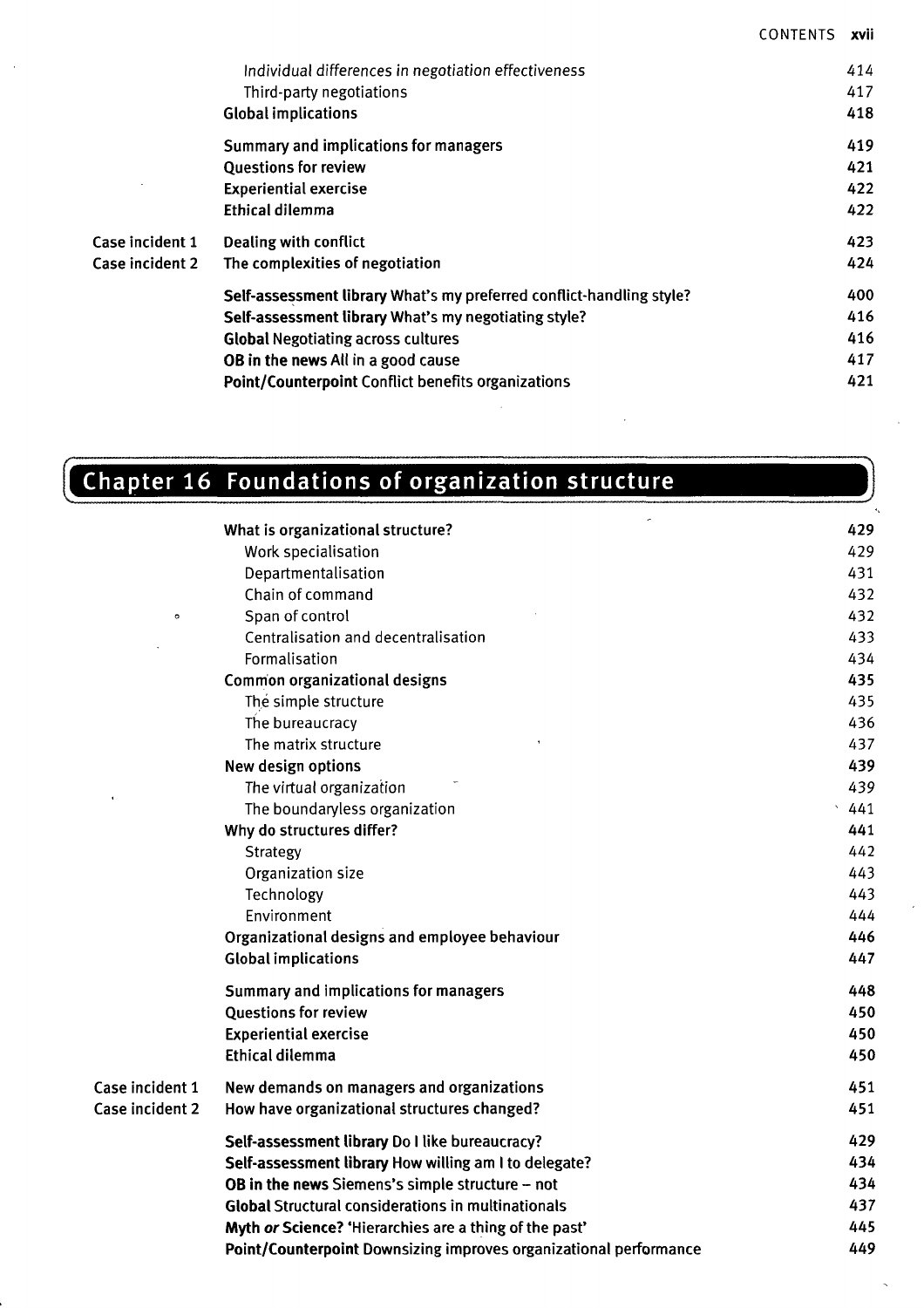| | | |
|---|---|---|
| | Individual differences in negotiation effectiveness | 414 |
| | Third-party negotiations | 417 |
| | **Global implications** | 418 |
| | **Summary and implications for managers** | 419 |
| | **Questions for review** | 421 |
| | **Experiential exercise** | 422 |
| | **Ethical dilemma** | 422 |
| Case incident 1 | **Dealing with conflict** | 423 |
| Case incident 2 | **The complexities of negotiation** | 424 |
| | **Self-assessment library** What's my preferred conflict-handling style? | 400 |
| | **Self-assessment library** What's my negotiating style? | 416 |
| | **Global** Negotiating across cultures | 416 |
| | **OB in the news** All in a good cause | 417 |
| | **Point/Counterpoint** Conflict benefits organizations | 421 |

## Chapter 16 Foundations of organization structure

| | | |
|---|---|---|
| | **What is organizational structure?** | 429 |
| | Work specialisation | 429 |
| | Departmentalisation | 431 |
| | Chain of command | 432 |
| | Span of control | 432 |
| | Centralisation and decentralisation | 433 |
| | Formalisation | 434 |
| | **Common organizational designs** | 435 |
| | The simple structure | 435 |
| | The bureaucracy | 436 |
| | The matrix structure | 437 |
| | **New design options** | 439 |
| | The virtual organization | 439 |
| | The boundaryless organization | 441 |
| | **Why do structures differ?** | 441 |
| | Strategy | 442 |
| | Organization size | 443 |
| | Technology | 443 |
| | Environment | 444 |
| | **Organizational designs and employee behaviour** | 446 |
| | **Global implications** | 447 |
| | **Summary and implications for managers** | 448 |
| | **Questions for review** | 450 |
| | **Experiential exercise** | 450 |
| | **Ethical dilemma** | 450 |
| Case incident 1 | **New demands on managers and organizations** | 451 |
| Case incident 2 | **How have organizational structures changed?** | 451 |
| | **Self-assessment library** Do I like bureaucracy? | 429 |
| | **Self-assessment library** How willing am I to delegate? | 434 |
| | **OB in the news** Siemens's simple structure – not | 434 |
| | **Global** Structural considerations in multinationals | 437 |
| | **Myth *or* Science?** 'Hierarchies are a thing of the past' | 445 |
| | **Point/Counterpoint** Downsizing improves organizational performance | 449 |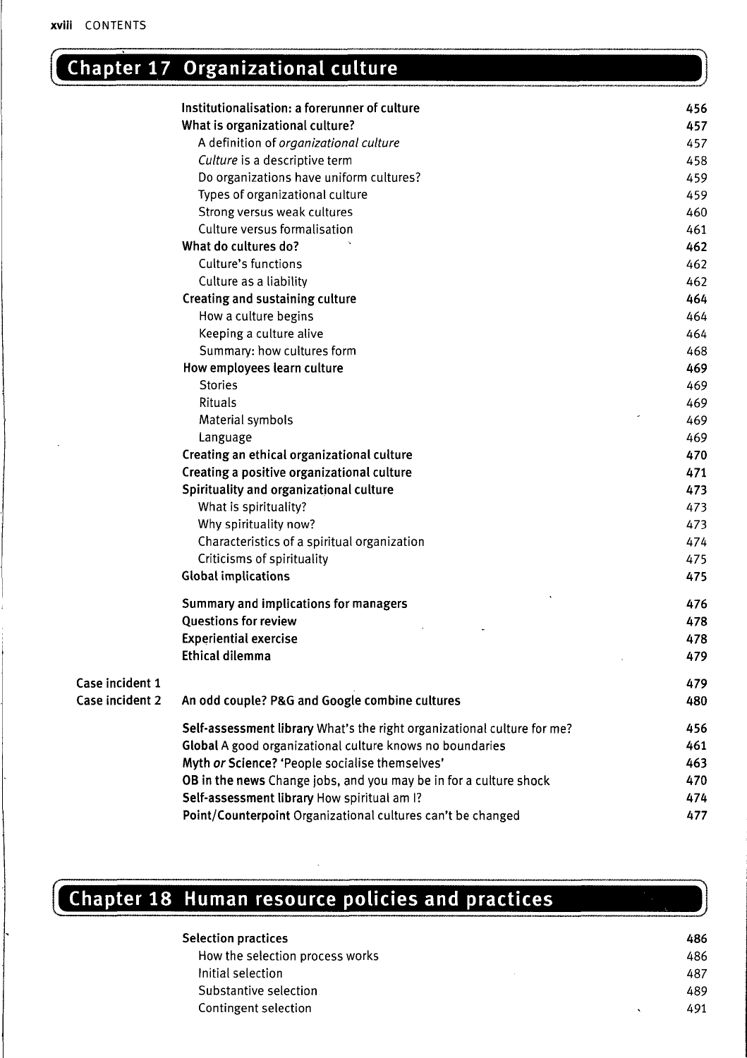# Chapter 17 Organizational culture

| | | |
|---|---|---|
| | **Institutionalisation: a forerunner of culture** | **456** |
| | **What is organizational culture?** | **457** |
| | A definition of *organizational culture* | 457 |
| | *Culture* is a descriptive term | 458 |
| | Do organizations have uniform cultures? | 459 |
| | Types of organizational culture | 459 |
| | Strong versus weak cultures | 460 |
| | Culture versus formalisation | 461 |
| | **What do cultures do?** | **462** |
| | Culture's functions | 462 |
| | Culture as a liability | 462 |
| | **Creating and sustaining culture** | **464** |
| | How a culture begins | 464 |
| | Keeping a culture alive | 464 |
| | Summary: how cultures form | 468 |
| | **How employees learn culture** | **469** |
| | Stories | 469 |
| | Rituals | 469 |
| | Material symbols | 469 |
| | Language | 469 |
| | **Creating an ethical organizational culture** | **470** |
| | **Creating a positive organizational culture** | **471** |
| | **Spirituality and organizational culture** | **473** |
| | What is spirituality? | 473 |
| | Why spirituality now? | 473 |
| | Characteristics of a spiritual organization | 474 |
| | Criticisms of spirituality | 475 |
| | **Global implications** | **475** |
| | **Summary and implications for managers** | **476** |
| | **Questions for review** | **478** |
| | **Experiential exercise** | **478** |
| | **Ethical dilemma** | **479** |
| **Case incident 1** | | **479** |
| **Case incident 2** | **An odd couple? P&G and Google combine cultures** | **480** |
| | **Self-assessment library** What's the right organizational culture for me? | 456 |
| | **Global** A good organizational culture knows no boundaries | 461 |
| | **Myth *or* Science?** 'People socialise themselves' | 463 |
| | **OB in the news** Change jobs, and you may be in for a culture shock | 470 |
| | **Self-assessment library** How spiritual am I? | 474 |
| | **Point/Counterpoint** Organizational cultures can't be changed | 477 |

# Chapter 18 Human resource policies and practices

| | |
|---|---|
| **Selection practices** | **486** |
| How the selection process works | 486 |
| Initial selection | 487 |
| Substantive selection | 489 |
| Contingent selection | 491 |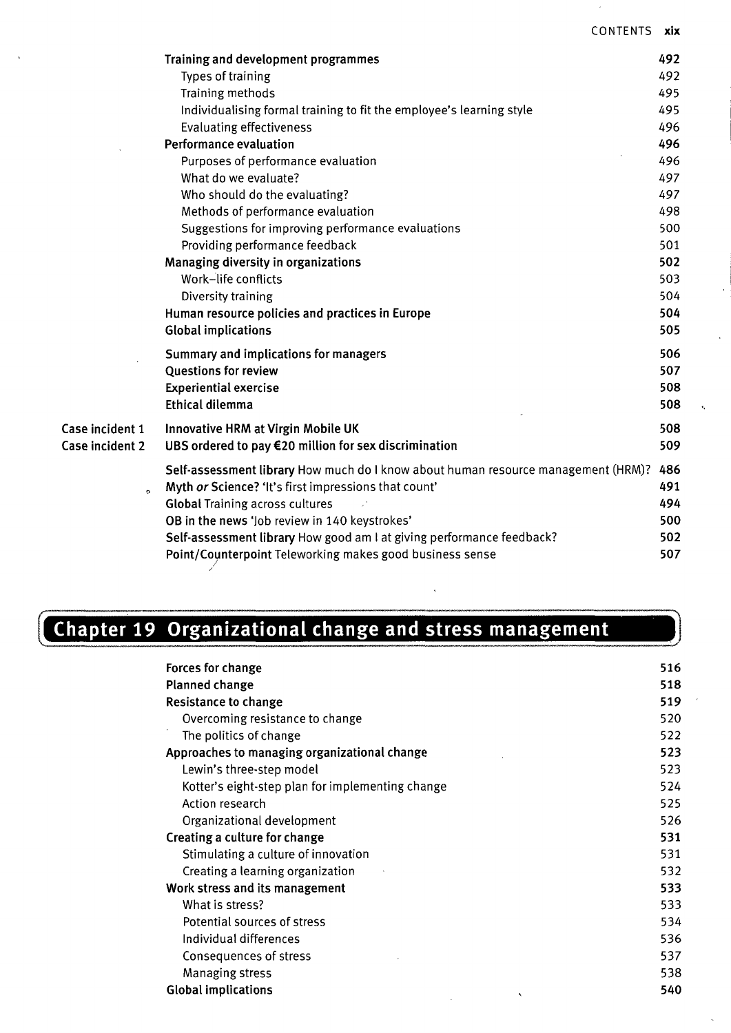| | | |
|---|---|---|
| | **Training and development programmes** | **492** |
| | Types of training | 492 |
| | Training methods | 495 |
| | Individualising formal training to fit the employee's learning style | 495 |
| | Evaluating effectiveness | 496 |
| | **Performance evaluation** | **496** |
| | Purposes of performance evaluation | 496 |
| | What do we evaluate? | 497 |
| | Who should do the evaluating? | 497 |
| | Methods of performance evaluation | 498 |
| | Suggestions for improving performance evaluations | 500 |
| | Providing performance feedback | 501 |
| | **Managing diversity in organizations** | **502** |
| | Work–life conflicts | 503 |
| | Diversity training | 504 |
| | **Human resource policies and practices in Europe** | **504** |
| | **Global implications** | **505** |
| | **Summary and implications for managers** | **506** |
| | **Questions for review** | **507** |
| | **Experiential exercise** | **508** |
| | **Ethical dilemma** | **508** |
| Case incident 1 | **Innovative HRM at Virgin Mobile UK** | **508** |
| Case incident 2 | **UBS ordered to pay €20 million for sex discrimination** | **509** |
| | **Self-assessment library** How much do I know about human resource management (HRM)? | **486** |
| | **Myth *or* Science?** 'It's first impressions that count' | **491** |
| | **Global** Training across cultures | **494** |
| | **OB in the news** 'Job review in 140 keystrokes' | **500** |
| | **Self-assessment library** How good am I at giving performance feedback? | **502** |
| | **Point/Counterpoint** Teleworking makes good business sense | **507** |

## Chapter 19 Organizational change and stress management

| | |
|---|---|
| **Forces for change** | **516** |
| **Planned change** | **518** |
| **Resistance to change** | **519** |
| Overcoming resistance to change | 520 |
| The politics of change | 522 |
| **Approaches to managing organizational change** | **523** |
| Lewin's three-step model | 523 |
| Kotter's eight-step plan for implementing change | 524 |
| Action research | 525 |
| Organizational development | 526 |
| **Creating a culture for change** | **531** |
| Stimulating a culture of innovation | 531 |
| Creating a learning organization | 532 |
| **Work stress and its management** | **533** |
| What is stress? | 533 |
| Potential sources of stress | 534 |
| Individual differences | 536 |
| Consequences of stress | 537 |
| Managing stress | 538 |
| **Global implications** | **540** |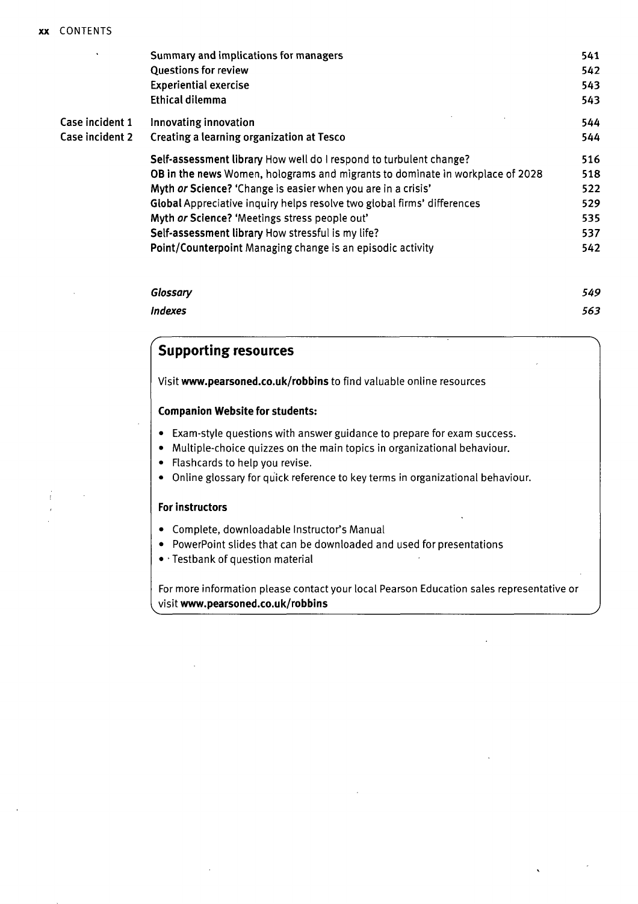| | | |
|---|---|---|
| | **Summary and implications for managers** | 541 |
| | **Questions for review** | 542 |
| | **Experiential exercise** | 543 |
| | **Ethical dilemma** | 543 |
| **Case incident 1** | **Innovating innovation** | 544 |
| **Case incident 2** | **Creating a learning organization at Tesco** | 544 |
| | **Self-assessment library** How well do I respond to turbulent change? | 516 |
| | **OB in the news** Women, holograms and migrants to dominate in workplace of 2028 | 518 |
| | **Myth *or* Science?** 'Change is easier when you are in a crisis' | 522 |
| | **Global** Appreciative inquiry helps resolve two global firms' differences | 529 |
| | **Myth *or* Science?** 'Meetings stress people out' | 535 |
| | **Self-assessment library** How stressful is my life? | 537 |
| | **Point/Counterpoint** Managing change is an episodic activity | 542 |

| | |
|---|---|
| ***Glossary*** | *549* |
| ***Indexes*** | *563* |

## Supporting resources

Visit **www.pearsoned.co.uk/robbins** to find valuable online resources

**Companion Website for students:**

- Exam-style questions with answer guidance to prepare for exam success.
- Multiple-choice quizzes on the main topics in organizational behaviour.
- Flashcards to help you revise.
- Online glossary for quick reference to key terms in organizational behaviour.

**For instructors**

- Complete, downloadable Instructor's Manual
- PowerPoint slides that can be downloaded and used for presentations
- Testbank of question material

For more information please contact your local Pearson Education sales representative or visit **www.pearsoned.co.uk/robbins**